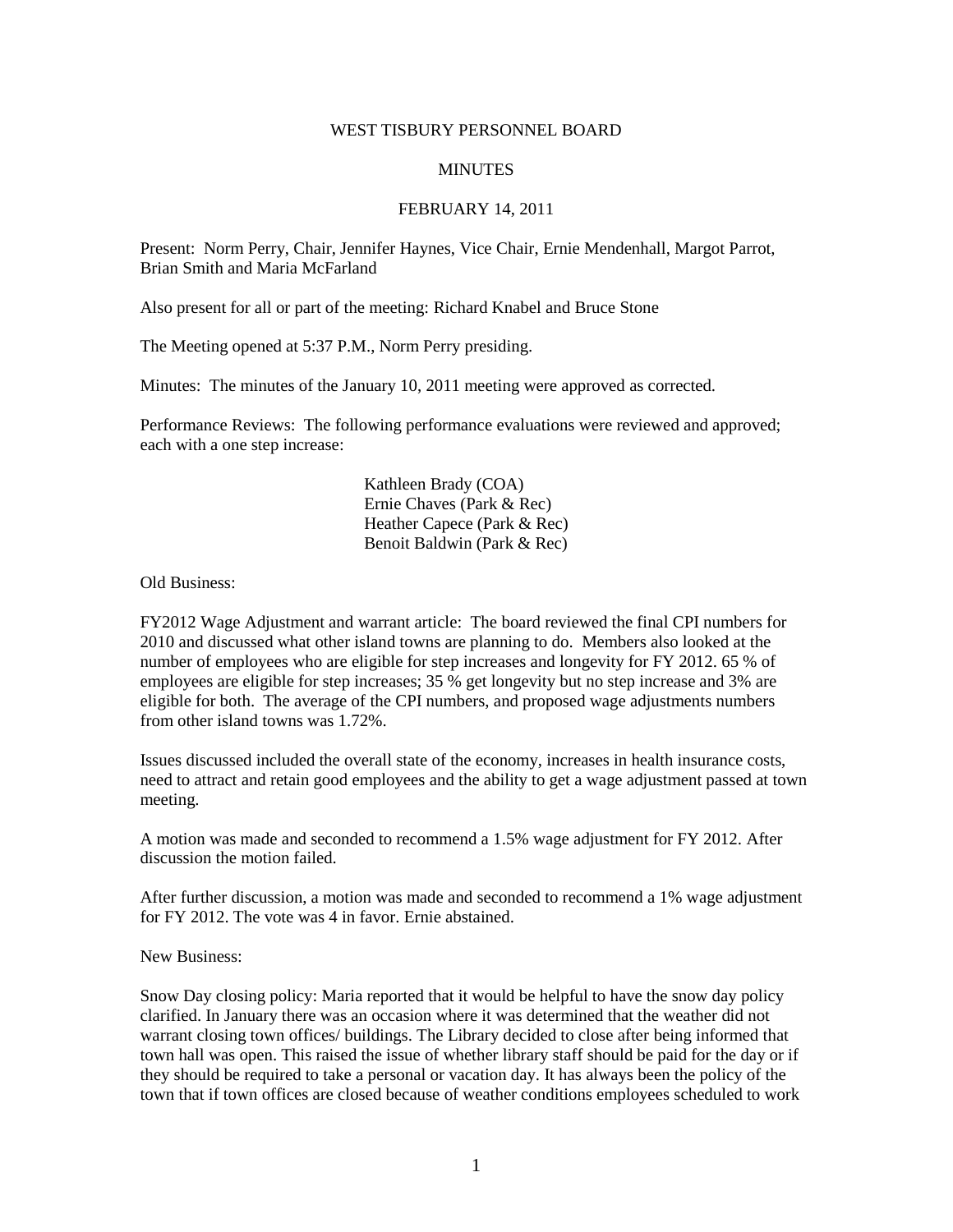# WEST TISBURY PERSONNEL BOARD

## MINUTES

## FEBRUARY 14, 2011

Present: Norm Perry, Chair, Jennifer Haynes, Vice Chair, Ernie Mendenhall, Margot Parrot, Brian Smith and Maria McFarland

Also present for all or part of the meeting: Richard Knabel and Bruce Stone

The Meeting opened at 5:37 P.M., Norm Perry presiding.

Minutes: The minutes of the January 10, 2011 meeting were approved as corrected.

Performance Reviews: The following performance evaluations were reviewed and approved; each with a one step increase:

Kathleen Brady (COA)
Ernie Chaves (Park & Rec)
Heather Capece (Park & Rec)
Benoit Baldwin (Park & Rec)

Old Business:

FY2012 Wage Adjustment and warrant article: The board reviewed the final CPI numbers for 2010 and discussed what other island towns are planning to do. Members also looked at the number of employees who are eligible for step increases and longevity for FY 2012. 65 % of employees are eligible for step increases; 35 % get longevity but no step increase and 3% are eligible for both. The average of the CPI numbers, and proposed wage adjustments numbers from other island towns was 1.72%.

Issues discussed included the overall state of the economy, increases in health insurance costs, need to attract and retain good employees and the ability to get a wage adjustment passed at town meeting.

A motion was made and seconded to recommend a 1.5% wage adjustment for FY 2012. After discussion the motion failed.

After further discussion, a motion was made and seconded to recommend a 1% wage adjustment for FY 2012. The vote was 4 in favor. Ernie abstained.

New Business:

Snow Day closing policy: Maria reported that it would be helpful to have the snow day policy clarified. In January there was an occasion where it was determined that the weather did not warrant closing town offices/ buildings. The Library decided to close after being informed that town hall was open. This raised the issue of whether library staff should be paid for the day or if they should be required to take a personal or vacation day. It has always been the policy of the town that if town offices are closed because of weather conditions employees scheduled to work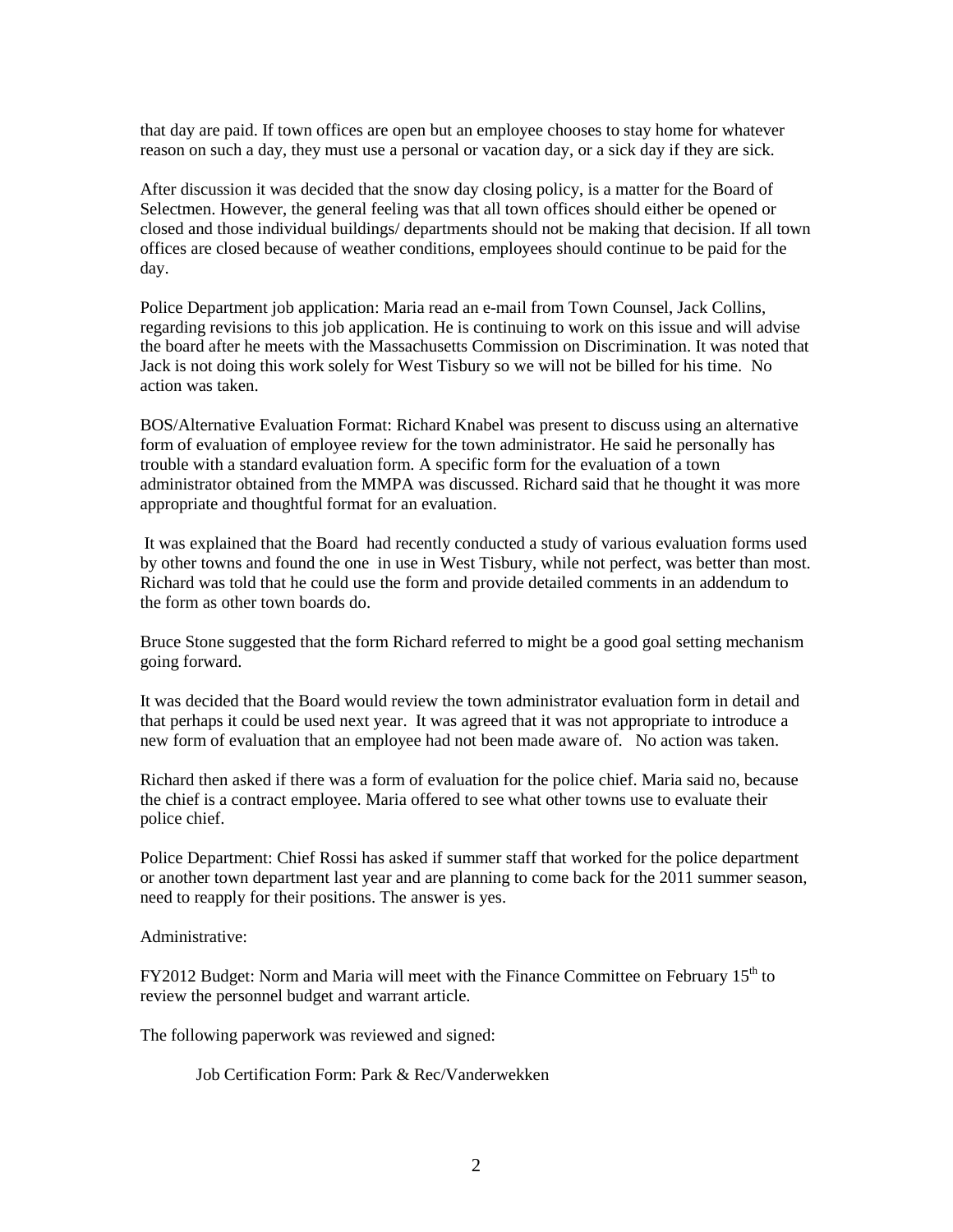that day are paid. If town offices are open but an employee chooses to stay home for whatever reason on such a day, they must use a personal or vacation day, or a sick day if they are sick.

After discussion it was decided that the snow day closing policy, is a matter for the Board of Selectmen. However, the general feeling was that all town offices should either be opened or closed and those individual buildings/ departments should not be making that decision. If all town offices are closed because of weather conditions, employees should continue to be paid for the day.

Police Department job application: Maria read an e-mail from Town Counsel, Jack Collins, regarding revisions to this job application. He is continuing to work on this issue and will advise the board after he meets with the Massachusetts Commission on Discrimination. It was noted that Jack is not doing this work solely for West Tisbury so we will not be billed for his time. No action was taken.

BOS/Alternative Evaluation Format: Richard Knabel was present to discuss using an alternative form of evaluation of employee review for the town administrator. He said he personally has trouble with a standard evaluation form. A specific form for the evaluation of a town administrator obtained from the MMPA was discussed. Richard said that he thought it was more appropriate and thoughtful format for an evaluation.

It was explained that the Board had recently conducted a study of various evaluation forms used by other towns and found the one in use in West Tisbury, while not perfect, was better than most. Richard was told that he could use the form and provide detailed comments in an addendum to the form as other town boards do.

Bruce Stone suggested that the form Richard referred to might be a good goal setting mechanism going forward.

It was decided that the Board would review the town administrator evaluation form in detail and that perhaps it could be used next year. It was agreed that it was not appropriate to introduce a new form of evaluation that an employee had not been made aware of. No action was taken.

Richard then asked if there was a form of evaluation for the police chief. Maria said no, because the chief is a contract employee. Maria offered to see what other towns use to evaluate their police chief.

Police Department: Chief Rossi has asked if summer staff that worked for the police department or another town department last year and are planning to come back for the 2011 summer season, need to reapply for their positions. The answer is yes.

Administrative:

FY2012 Budget: Norm and Maria will meet with the Finance Committee on February 15th to review the personnel budget and warrant article.

The following paperwork was reviewed and signed:

Job Certification Form: Park & Rec/Vanderwekken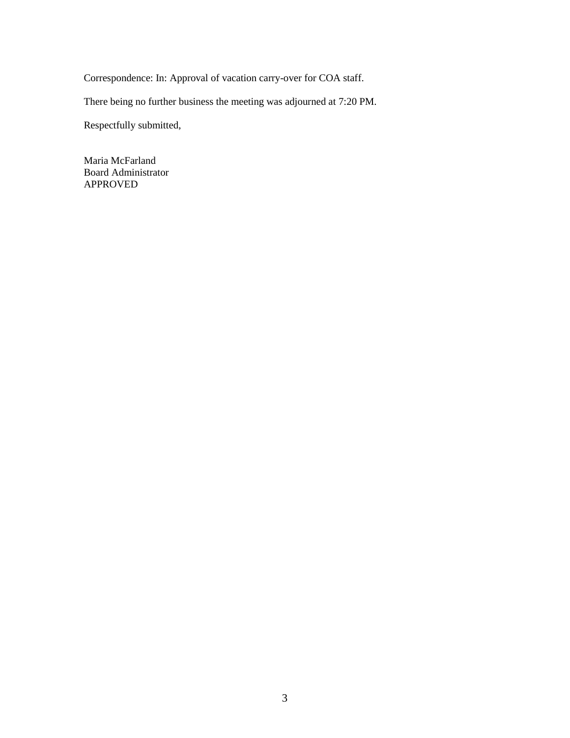Correspondence: In: Approval of vacation carry-over for COA staff.

There being no further business the meeting was adjourned at 7:20 PM.

Respectfully submitted,

Maria McFarland  
Board Administrator  
APPROVED